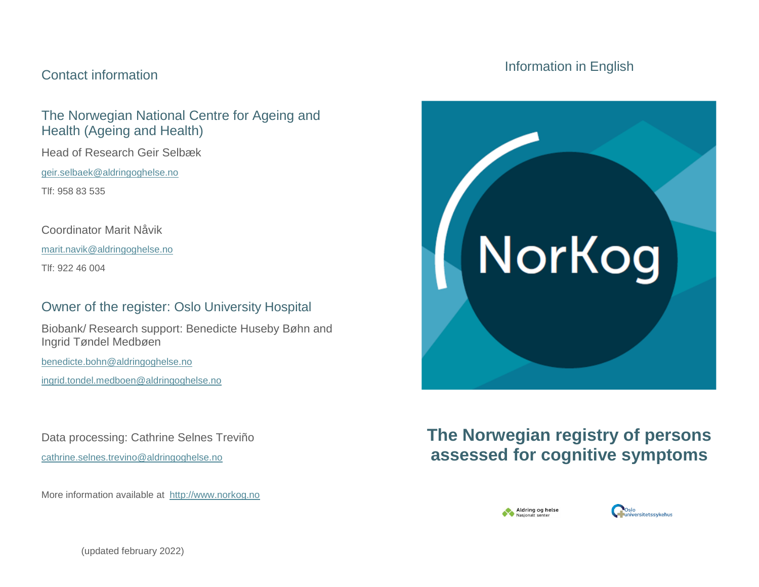## Contact information

### The Norwegian National Centre for Ageing and Health (Ageing and Health)

Head of Research Geir Selbæk

geir.selbaek@aldringoghelse.no

Tlf: 958 83 535

Coordinator Marit Nåvik

marit.navik@aldringoghelse.no

Tlf: 922 46 004

### Owner of the register: Oslo University Hospital

Biobank/ Research support: Benedicte Huseby Bøhn and Ingrid Tøndel Medbøen

benedicte.bohn@aldringoghelse.no

ingrid.tondel.medboen@aldringoghelse.no

Data processing: Cathrine Selnes Treviño

cathrine.selnes.trevino@aldringoghelse.no

More information available at http://www.norkog.no

(updated february 2022)

Information in English

NorKog

# The Norwegian registry of persons assessed for cognitive symptoms

Aldring og helse Nasjonalt senter

Oslo universitetssykehus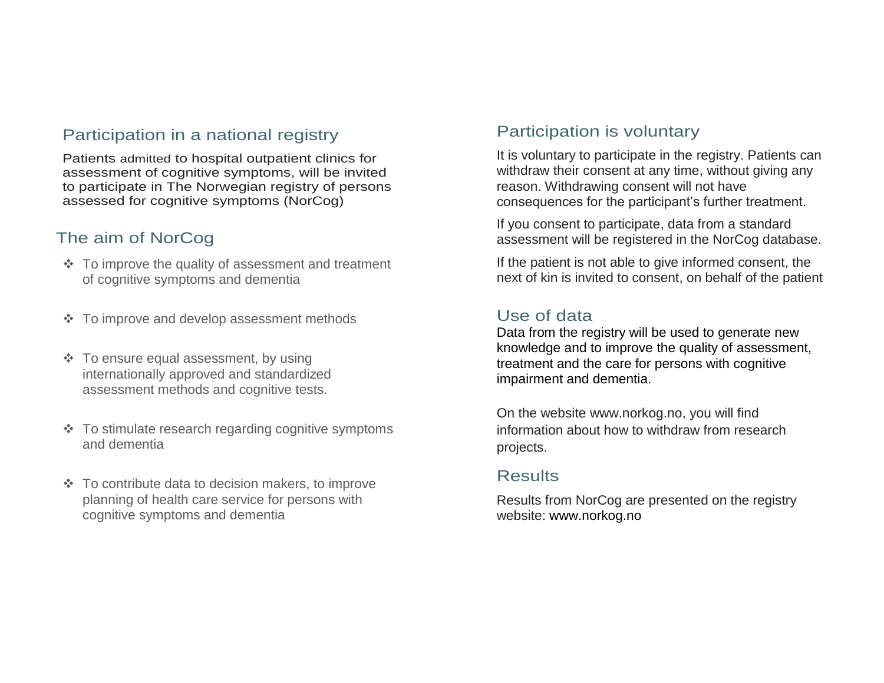## Participation in a national registry

Patients admitted to hospital outpatient clinics for assessment of cognitive symptoms, will be invited to participate in The Norwegian registry of persons assessed for cognitive symptoms (NorCog)

## The aim of NorCog

- To improve the quality of assessment and treatment of cognitive symptoms and dementia
- To improve and develop assessment methods
- To ensure equal assessment, by using internationally approved and standardized assessment methods and cognitive tests.
- To stimulate research regarding cognitive symptoms and dementia
- To contribute data to decision makers, to improve planning of health care service for persons with cognitive symptoms and dementia

## Participation is voluntary

It is voluntary to participate in the registry. Patients can withdraw their consent at any time, without giving any reason. Withdrawing consent will not have consequences for the participant's further treatment.

If you consent to participate, data from a standard assessment will be registered in the NorCog database.

If the patient is not able to give informed consent, the next of kin is invited to consent, on behalf of the patient

## Use of data

Data from the registry will be used to generate new knowledge and to improve the quality of assessment, treatment and the care for persons with cognitive impairment and dementia.

On the website www.norkog.no, you will find information about how to withdraw from research projects.

## Results

Results from NorCog are presented on the registry website: www.norkog.no